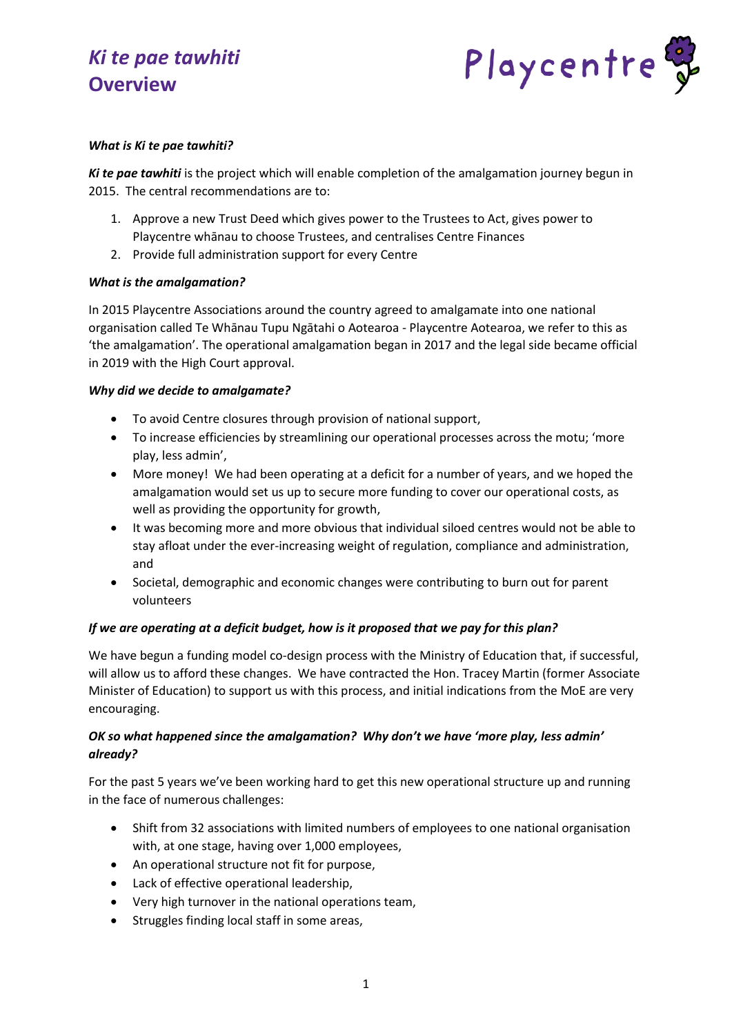# *Ki te pae tawhiti*
# Overview

Playcentre

***What is Ki te pae tawhiti?***

***Ki te pae tawhiti*** is the project which will enable completion of the amalgamation journey begun in 2015. The central recommendations are to:

1. Approve a new Trust Deed which gives power to the Trustees to Act, gives power to Playcentre whānau to choose Trustees, and centralises Centre Finances
2. Provide full administration support for every Centre

***What is the amalgamation?***

In 2015 Playcentre Associations around the country agreed to amalgamate into one national organisation called Te Whānau Tupu Ngātahi o Aotearoa - Playcentre Aotearoa, we refer to this as 'the amalgamation'. The operational amalgamation began in 2017 and the legal side became official in 2019 with the High Court approval.

***Why did we decide to amalgamate?***

- To avoid Centre closures through provision of national support,
- To increase efficiencies by streamlining our operational processes across the motu; 'more play, less admin',
- More money! We had been operating at a deficit for a number of years, and we hoped the amalgamation would set us up to secure more funding to cover our operational costs, as well as providing the opportunity for growth,
- It was becoming more and more obvious that individual siloed centres would not be able to stay afloat under the ever-increasing weight of regulation, compliance and administration, and
- Societal, demographic and economic changes were contributing to burn out for parent volunteers

***If we are operating at a deficit budget, how is it proposed that we pay for this plan?***

We have begun a funding model co-design process with the Ministry of Education that, if successful, will allow us to afford these changes. We have contracted the Hon. Tracey Martin (former Associate Minister of Education) to support us with this process, and initial indications from the MoE are very encouraging.

***OK so what happened since the amalgamation? Why don't we have 'more play, less admin' already?***

For the past 5 years we've been working hard to get this new operational structure up and running in the face of numerous challenges:

- Shift from 32 associations with limited numbers of employees to one national organisation with, at one stage, having over 1,000 employees,
- An operational structure not fit for purpose,
- Lack of effective operational leadership,
- Very high turnover in the national operations team,
- Struggles finding local staff in some areas,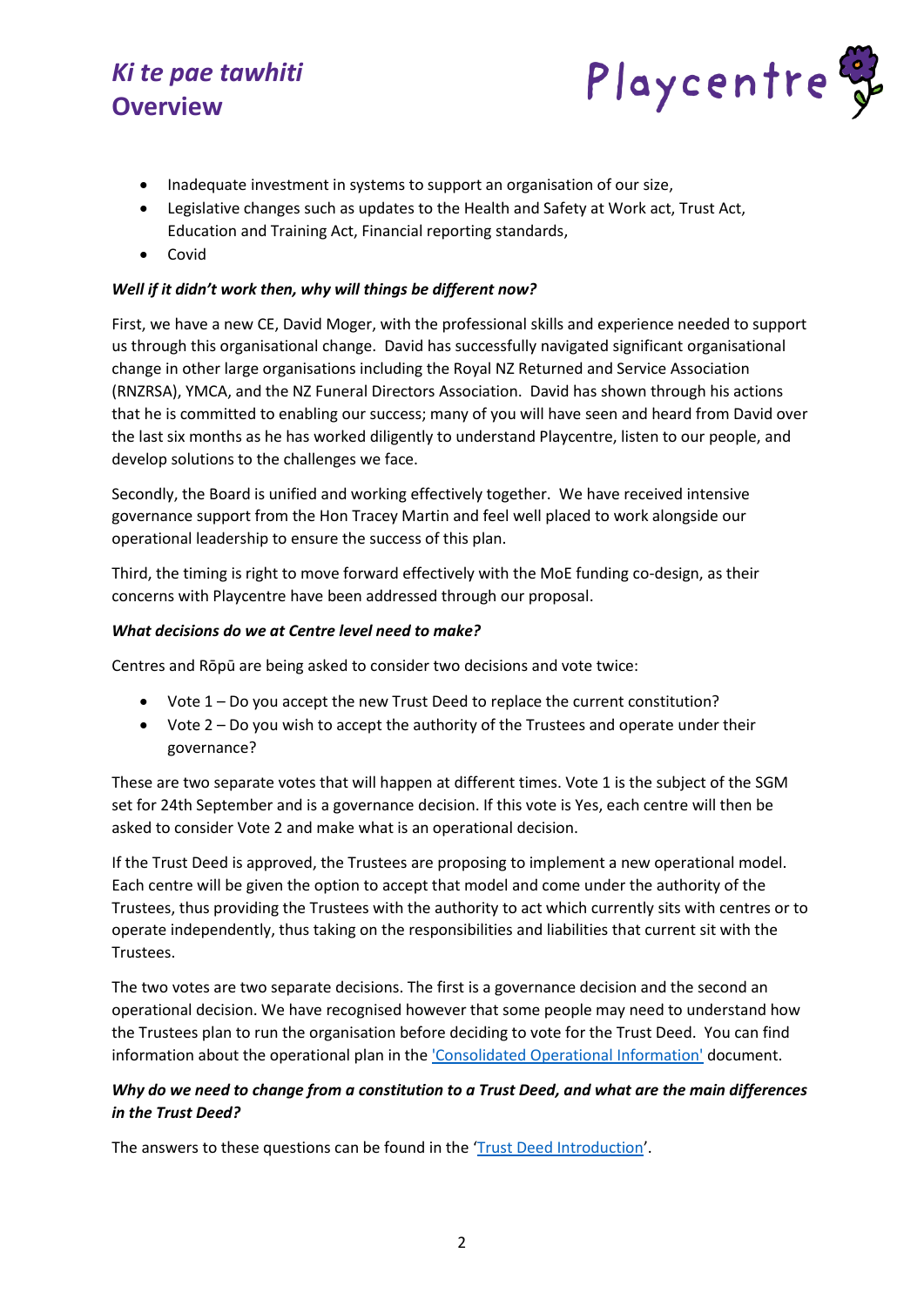- Inadequate investment in systems to support an organisation of our size,
- Legislative changes such as updates to the Health and Safety at Work act, Trust Act, Education and Training Act, Financial reporting standards,
- Covid

***Well if it didn't work then, why will things be different now?***

First, we have a new CE, David Moger, with the professional skills and experience needed to support us through this organisational change. David has successfully navigated significant organisational change in other large organisations including the Royal NZ Returned and Service Association (RNZRSA), YMCA, and the NZ Funeral Directors Association. David has shown through his actions that he is committed to enabling our success; many of you will have seen and heard from David over the last six months as he has worked diligently to understand Playcentre, listen to our people, and develop solutions to the challenges we face.

Secondly, the Board is unified and working effectively together. We have received intensive governance support from the Hon Tracey Martin and feel well placed to work alongside our operational leadership to ensure the success of this plan.

Third, the timing is right to move forward effectively with the MoE funding co-design, as their concerns with Playcentre have been addressed through our proposal.

***What decisions do we at Centre level need to make?***

Centres and Rōpū are being asked to consider two decisions and vote twice:

- Vote 1 – Do you accept the new Trust Deed to replace the current constitution?
- Vote 2 – Do you wish to accept the authority of the Trustees and operate under their governance?

These are two separate votes that will happen at different times. Vote 1 is the subject of the SGM set for 24th September and is a governance decision. If this vote is Yes, each centre will then be asked to consider Vote 2 and make what is an operational decision.

If the Trust Deed is approved, the Trustees are proposing to implement a new operational model. Each centre will be given the option to accept that model and come under the authority of the Trustees, thus providing the Trustees with the authority to act which currently sits with centres or to operate independently, thus taking on the responsibilities and liabilities that current sit with the Trustees.

The two votes are two separate decisions. The first is a governance decision and the second an operational decision. We have recognised however that some people may need to understand how the Trustees plan to run the organisation before deciding to vote for the Trust Deed. You can find information about the operational plan in the 'Consolidated Operational Information' document.

***Why do we need to change from a constitution to a Trust Deed, and what are the main differences in the Trust Deed?***

The answers to these questions can be found in the 'Trust Deed Introduction'.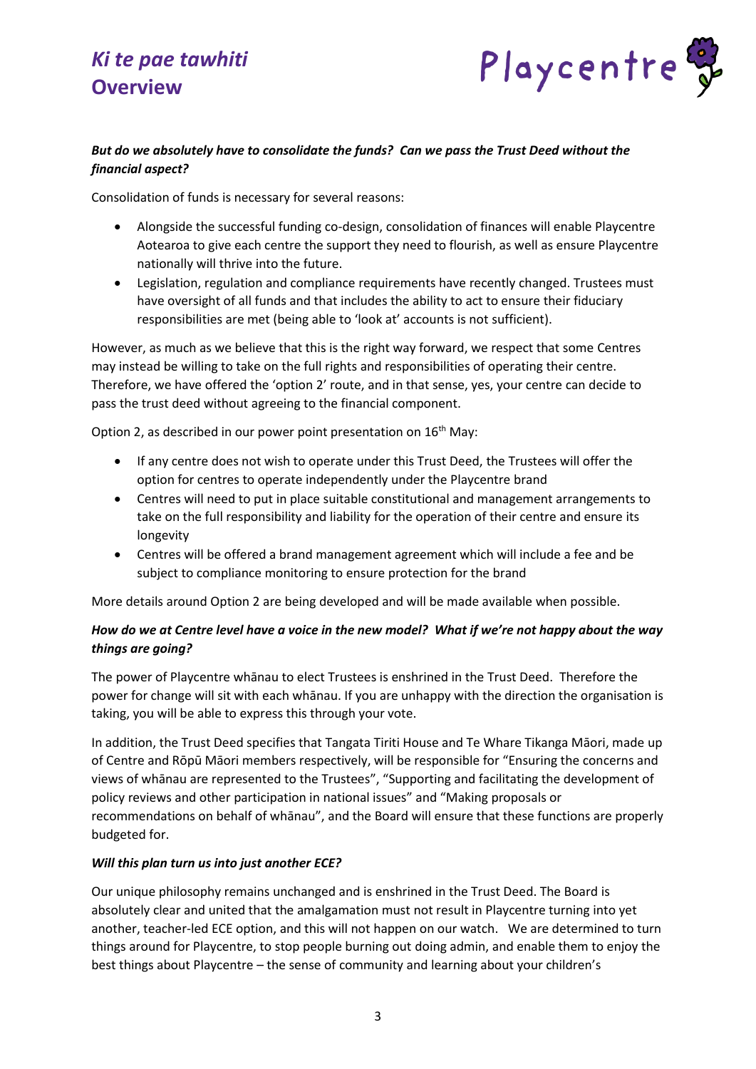***But do we absolutely have to consolidate the funds? Can we pass the Trust Deed without the financial aspect?***

Consolidation of funds is necessary for several reasons:

- Alongside the successful funding co-design, consolidation of finances will enable Playcentre Aotearoa to give each centre the support they need to flourish, as well as ensure Playcentre nationally will thrive into the future.
- Legislation, regulation and compliance requirements have recently changed. Trustees must have oversight of all funds and that includes the ability to act to ensure their fiduciary responsibilities are met (being able to 'look at' accounts is not sufficient).

However, as much as we believe that this is the right way forward, we respect that some Centres may instead be willing to take on the full rights and responsibilities of operating their centre. Therefore, we have offered the 'option 2' route, and in that sense, yes, your centre can decide to pass the trust deed without agreeing to the financial component.

Option 2, as described in our power point presentation on 16th May:

- If any centre does not wish to operate under this Trust Deed, the Trustees will offer the option for centres to operate independently under the Playcentre brand
- Centres will need to put in place suitable constitutional and management arrangements to take on the full responsibility and liability for the operation of their centre and ensure its longevity
- Centres will be offered a brand management agreement which will include a fee and be subject to compliance monitoring to ensure protection for the brand

More details around Option 2 are being developed and will be made available when possible.

***How do we at Centre level have a voice in the new model? What if we're not happy about the way things are going?***

The power of Playcentre whānau to elect Trustees is enshrined in the Trust Deed. Therefore the power for change will sit with each whānau. If you are unhappy with the direction the organisation is taking, you will be able to express this through your vote.

In addition, the Trust Deed specifies that Tangata Tiriti House and Te Whare Tikanga Māori, made up of Centre and Rōpū Māori members respectively, will be responsible for "Ensuring the concerns and views of whānau are represented to the Trustees", "Supporting and facilitating the development of policy reviews and other participation in national issues" and "Making proposals or recommendations on behalf of whānau", and the Board will ensure that these functions are properly budgeted for.

***Will this plan turn us into just another ECE?***

Our unique philosophy remains unchanged and is enshrined in the Trust Deed. The Board is absolutely clear and united that the amalgamation must not result in Playcentre turning into yet another, teacher-led ECE option, and this will not happen on our watch. We are determined to turn things around for Playcentre, to stop people burning out doing admin, and enable them to enjoy the best things about Playcentre – the sense of community and learning about your children's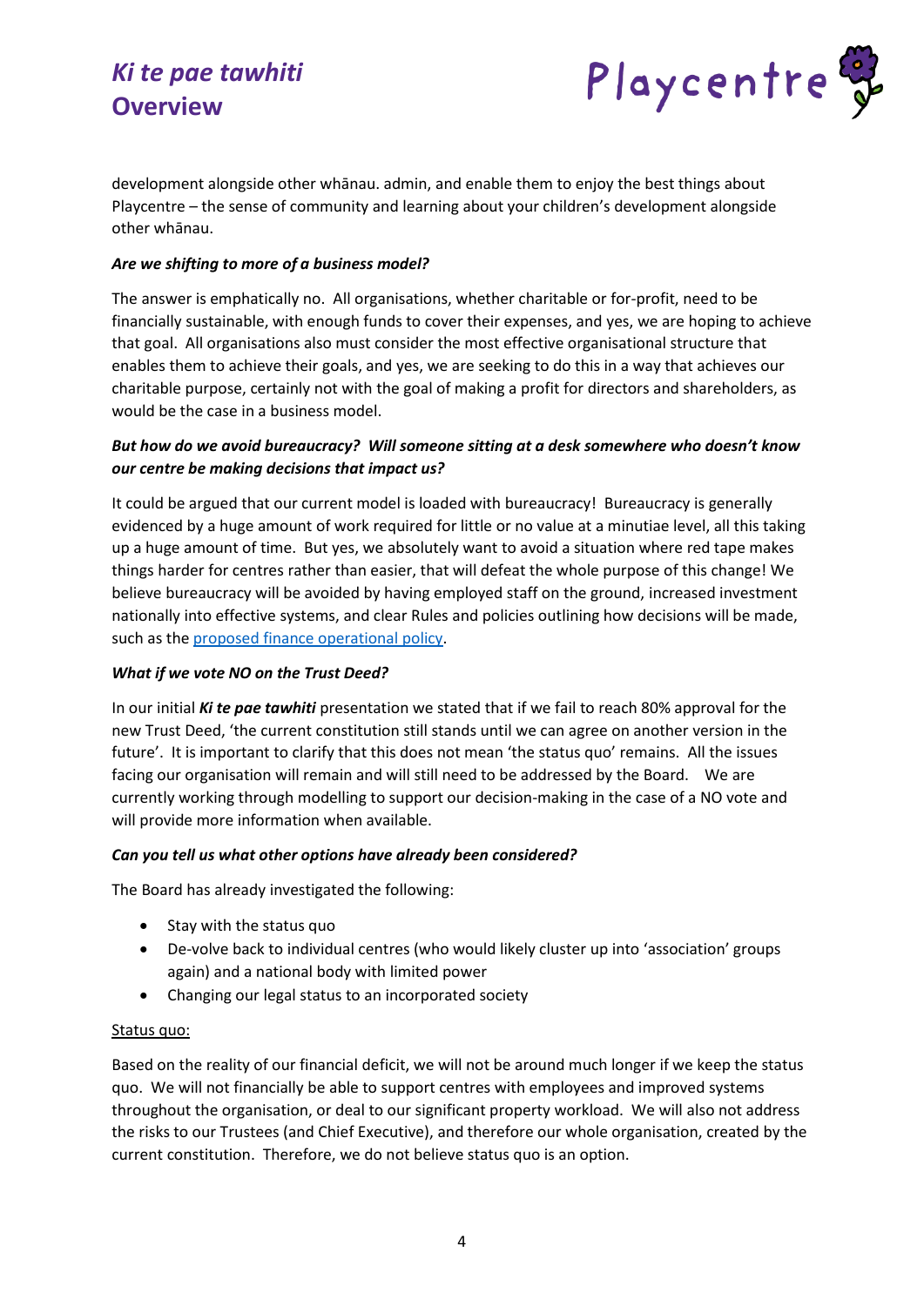development alongside other whānau. admin, and enable them to enjoy the best things about Playcentre – the sense of community and learning about your children's development alongside other whānau.

***Are we shifting to more of a business model?***

The answer is emphatically no. All organisations, whether charitable or for-profit, need to be financially sustainable, with enough funds to cover their expenses, and yes, we are hoping to achieve that goal. All organisations also must consider the most effective organisational structure that enables them to achieve their goals, and yes, we are seeking to do this in a way that achieves our charitable purpose, certainly not with the goal of making a profit for directors and shareholders, as would be the case in a business model.

***But how do we avoid bureaucracy? Will someone sitting at a desk somewhere who doesn't know our centre be making decisions that impact us?***

It could be argued that our current model is loaded with bureaucracy! Bureaucracy is generally evidenced by a huge amount of work required for little or no value at a minutiae level, all this taking up a huge amount of time. But yes, we absolutely want to avoid a situation where red tape makes things harder for centres rather than easier, that will defeat the whole purpose of this change! We believe bureaucracy will be avoided by having employed staff on the ground, increased investment nationally into effective systems, and clear Rules and policies outlining how decisions will be made, such as the proposed finance operational policy.

***What if we vote NO on the Trust Deed?***

In our initial ***Ki te pae tawhiti*** presentation we stated that if we fail to reach 80% approval for the new Trust Deed, 'the current constitution still stands until we can agree on another version in the future'. It is important to clarify that this does not mean 'the status quo' remains. All the issues facing our organisation will remain and will still need to be addressed by the Board. We are currently working through modelling to support our decision-making in the case of a NO vote and will provide more information when available.

***Can you tell us what other options have already been considered?***

The Board has already investigated the following:

- Stay with the status quo
- De-volve back to individual centres (who would likely cluster up into 'association' groups again) and a national body with limited power
- Changing our legal status to an incorporated society

Status quo:

Based on the reality of our financial deficit, we will not be around much longer if we keep the status quo. We will not financially be able to support centres with employees and improved systems throughout the organisation, or deal to our significant property workload. We will also not address the risks to our Trustees (and Chief Executive), and therefore our whole organisation, created by the current constitution. Therefore, we do not believe status quo is an option.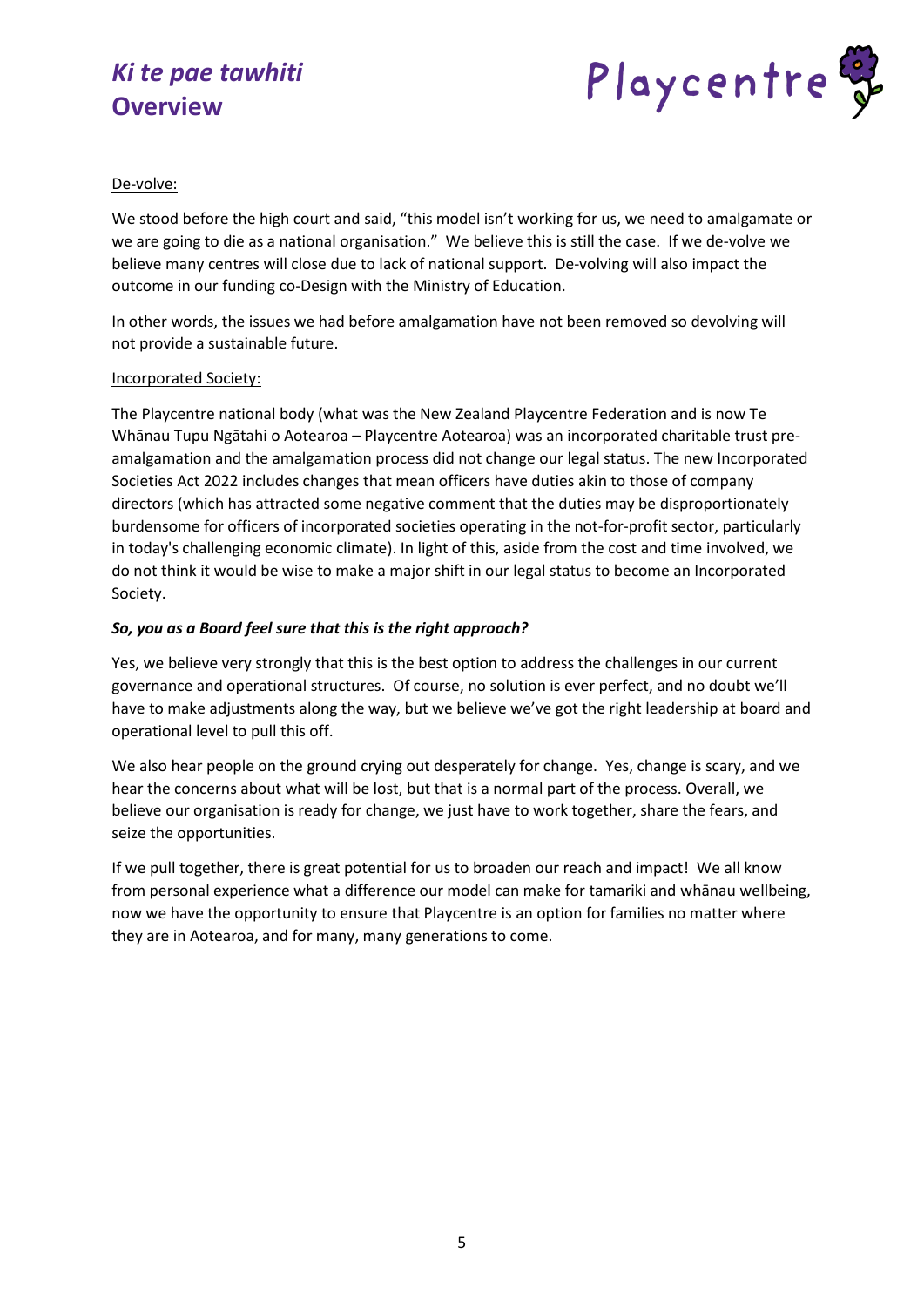De-volve:

We stood before the high court and said, "this model isn't working for us, we need to amalgamate or we are going to die as a national organisation." We believe this is still the case. If we de-volve we believe many centres will close due to lack of national support. De-volving will also impact the outcome in our funding co-Design with the Ministry of Education.

In other words, the issues we had before amalgamation have not been removed so devolving will not provide a sustainable future.

Incorporated Society:

The Playcentre national body (what was the New Zealand Playcentre Federation and is now Te Whānau Tupu Ngātahi o Aotearoa – Playcentre Aotearoa) was an incorporated charitable trust pre-amalgamation and the amalgamation process did not change our legal status. The new Incorporated Societies Act 2022 includes changes that mean officers have duties akin to those of company directors (which has attracted some negative comment that the duties may be disproportionately burdensome for officers of incorporated societies operating in the not-for-profit sector, particularly in today's challenging economic climate). In light of this, aside from the cost and time involved, we do not think it would be wise to make a major shift in our legal status to become an Incorporated Society.

***So, you as a Board feel sure that this is the right approach?***

Yes, we believe very strongly that this is the best option to address the challenges in our current governance and operational structures. Of course, no solution is ever perfect, and no doubt we'll have to make adjustments along the way, but we believe we've got the right leadership at board and operational level to pull this off.

We also hear people on the ground crying out desperately for change. Yes, change is scary, and we hear the concerns about what will be lost, but that is a normal part of the process. Overall, we believe our organisation is ready for change, we just have to work together, share the fears, and seize the opportunities.

If we pull together, there is great potential for us to broaden our reach and impact! We all know from personal experience what a difference our model can make for tamariki and whānau wellbeing, now we have the opportunity to ensure that Playcentre is an option for families no matter where they are in Aotearoa, and for many, many generations to come.